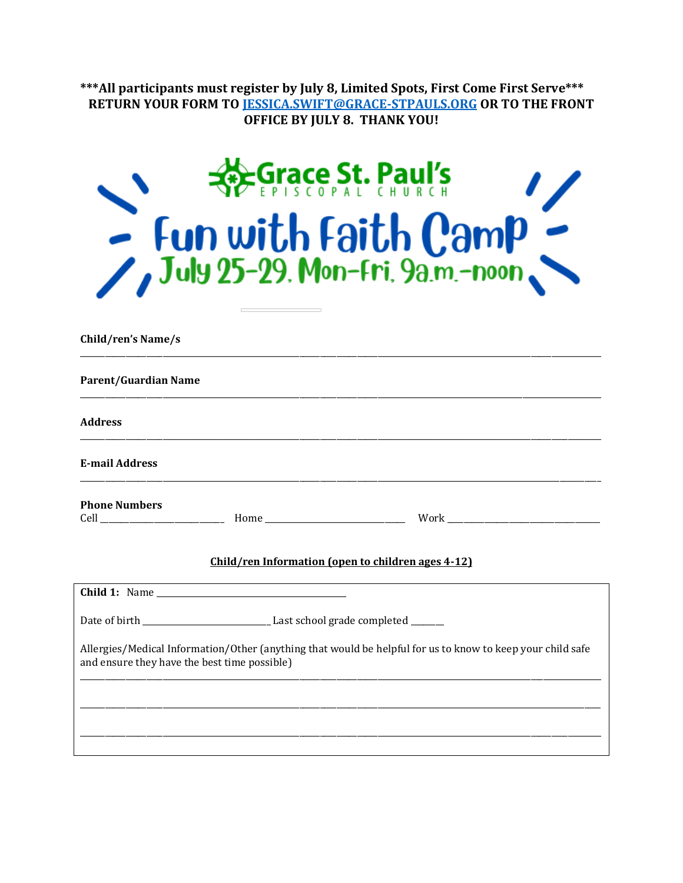**\*\*\*All participants must register by July 8, Limited Spots, First Come First Serve\*\*\***

**RETURN YOUR FORM TO [JESSICA.SWIFT@GRACE-STPAULS.ORG](mailto:JESSICA.SWIFT@GRACE-STPAULS.ORG) OR TO THE FRONT OFFICE BY JULY 8. THANK YOU!**

# Grace St. Paul's Episcopal Church

# Fun with Faith Camp

## July 25-29, Mon-Fri, 9a.m.-noon

**Child/ren's Name/s**

_______________________________________________________________________________

**Parent/Guardian Name**

_______________________________________________________________________________

**Address**

_______________________________________________________________________________

**E-mail Address**

_______________________________________________________________________________

**Phone Numbers**

Cell ______________________ Home ________________________ Work ___________________________

**Child/ren Information (open to children ages 4-12)**

**Child 1:** Name ___________________________________

Date of birth ________________________ Last school grade completed ______

Allergies/Medical Information/Other (anything that would be helpful for us to know to keep your child safe and ensure they have the best time possible)

_______________________________________________________________________________

_______________________________________________________________________________

_______________________________________________________________________________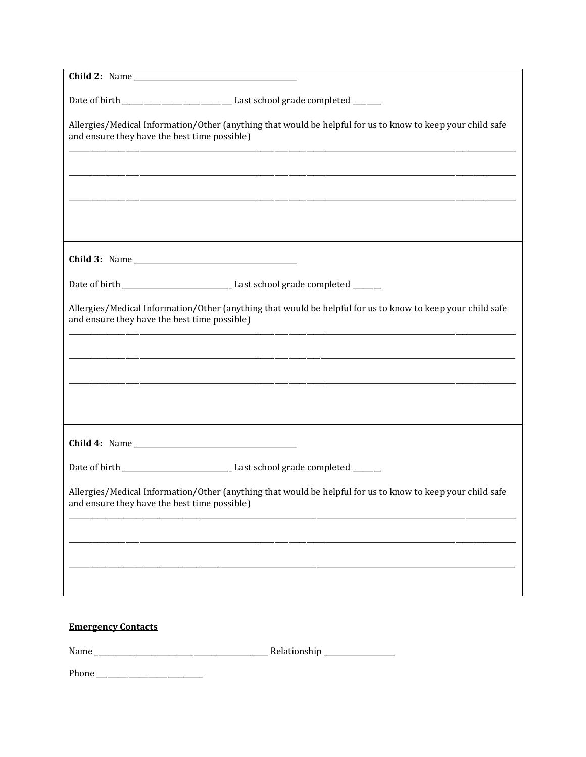**Child 2:** Name ___________________________________________

Date of birth ____________________________ Last school grade completed _______

Allergies/Medical Information/Other (anything that would be helpful for us to know to keep your child safe and ensure they have the best time possible)

_______________________________________________________________________________________________

_______________________________________________________________________________________________

_______________________________________________________________________________________________

**Child 3:** Name ___________________________________________

Date of birth ____________________________ Last school grade completed _______

Allergies/Medical Information/Other (anything that would be helpful for us to know to keep your child safe and ensure they have the best time possible)

_______________________________________________________________________________________________

_______________________________________________________________________________________________

_______________________________________________________________________________________________

**Child 4:** Name ___________________________________________

Date of birth ____________________________ Last school grade completed _______

Allergies/Medical Information/Other (anything that would be helpful for us to know to keep your child safe and ensure they have the best time possible)

_______________________________________________________________________________________________

_______________________________________________________________________________________________

_______________________________________________________________________________________________

**Emergency Contacts**

Name _____________________________________________ Relationship __________________

Phone ____________________________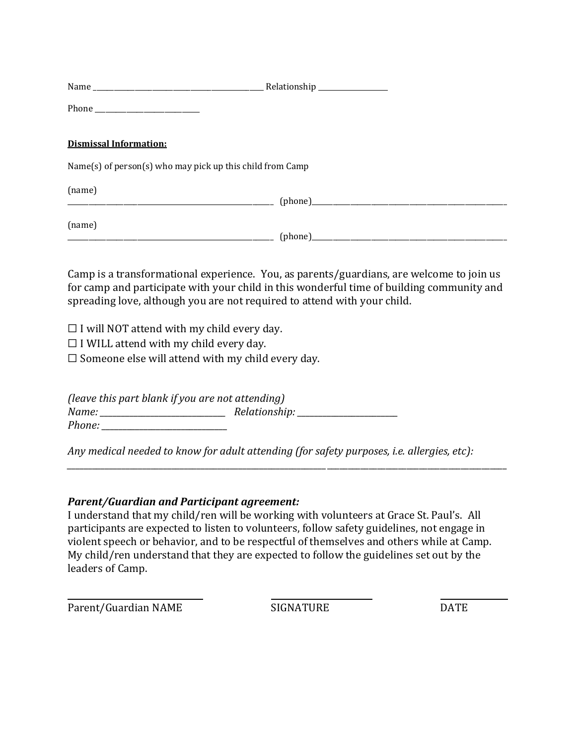Name ______________________________________________ Relationship ___________________

Phone ____________________________

**Dismissal Information:**

Name(s) of person(s) who may pick up this child from Camp

(name)
________________________________________________________ (phone)_____________________________________________________

(name)
________________________________________________________ (phone)_____________________________________________________

Camp is a transformational experience. You, as parents/guardians, are welcome to join us for camp and participate with your child in this wonderful time of building community and spreading love, although you are not required to attend with your child.

☐ I will NOT attend with my child every day.
☐ I WILL attend with my child every day.
☐ Someone else will attend with my child every day.

*(leave this part blank if you are not attending)*
*Name:* ______________________________ *Relationship:* ________________________
*Phone:* ______________________________

*Any medical needed to know for adult attending (for safety purposes, i.e. allergies, etc):*
_______________________________________________________________________________________________________________

***Parent/Guardian and Participant agreement:***
I understand that my child/ren will be working with volunteers at Grace St. Paul's. All participants are expected to listen to volunteers, follow safety guidelines, not engage in violent speech or behavior, and to be respectful of themselves and others while at Camp. My child/ren understand that they are expected to follow the guidelines set out by the leaders of Camp.

_______________________________ _______________________ _______________

Parent/Guardian NAME SIGNATURE DATE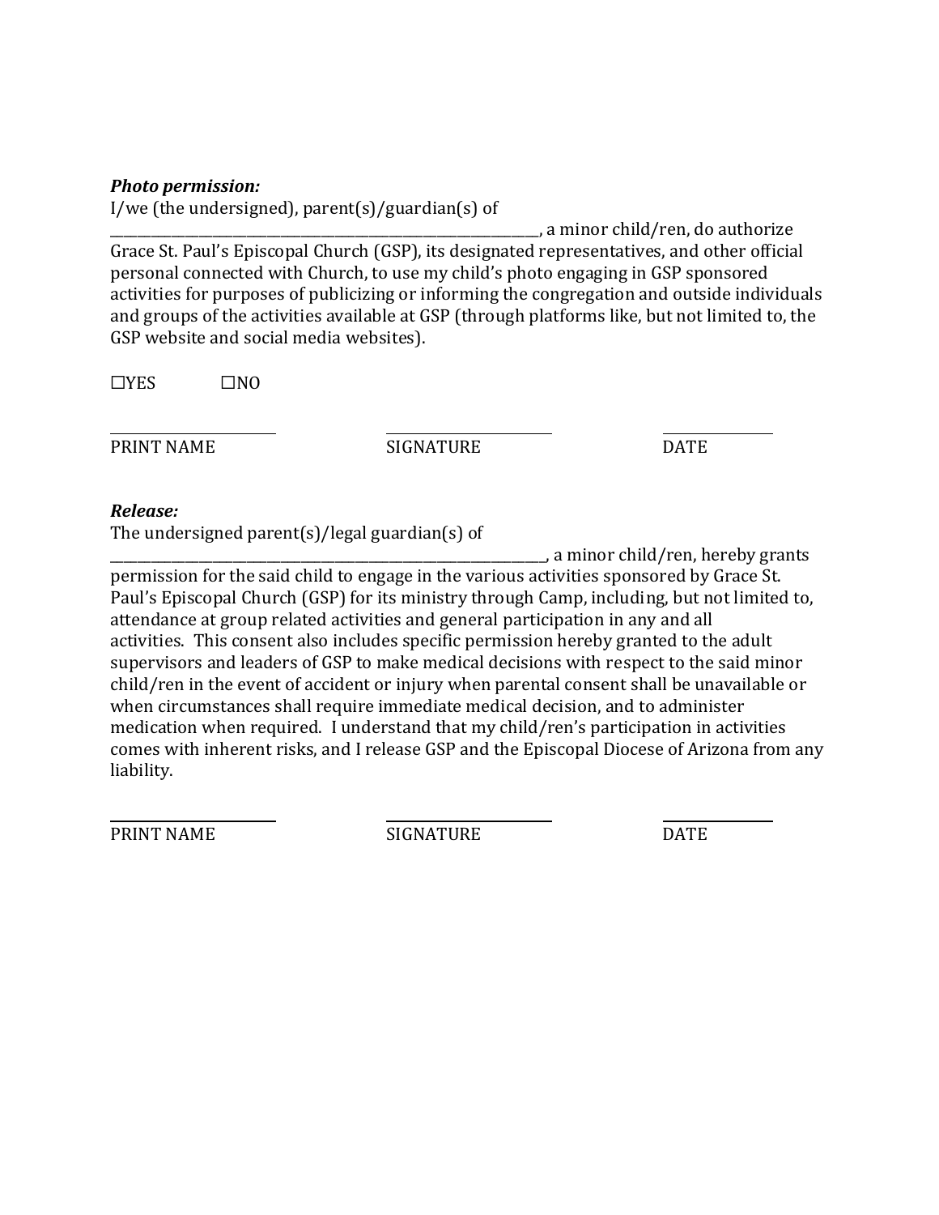***Photo permission:***
I/we (the undersigned), parent(s)/guardian(s) of
______________________________________________, a minor child/ren, do authorize Grace St. Paul's Episcopal Church (GSP), its designated representatives, and other official personal connected with Church, to use my child's photo engaging in GSP sponsored activities for purposes of publicizing or informing the congregation and outside individuals and groups of the activities available at GSP (through platforms like, but not limited to, the GSP website and social media websites).

☐YES ☐NO

| | | |
|---|---|---|
| ____________________ | ____________________ | ______________ |
| PRINT NAME | SIGNATURE | DATE |

***Release:***
The undersigned parent(s)/legal guardian(s) of
______________________________________________, a minor child/ren, hereby grants permission for the said child to engage in the various activities sponsored by Grace St. Paul's Episcopal Church (GSP) for its ministry through Camp, including, but not limited to, attendance at group related activities and general participation in any and all activities. This consent also includes specific permission hereby granted to the adult supervisors and leaders of GSP to make medical decisions with respect to the said minor child/ren in the event of accident or injury when parental consent shall be unavailable or when circumstances shall require immediate medical decision, and to administer medication when required. I understand that my child/ren's participation in activities comes with inherent risks, and I release GSP and the Episcopal Diocese of Arizona from any liability.

| | | |
|---|---|---|
| ____________________ | ____________________ | ______________ |
| PRINT NAME | SIGNATURE | DATE |